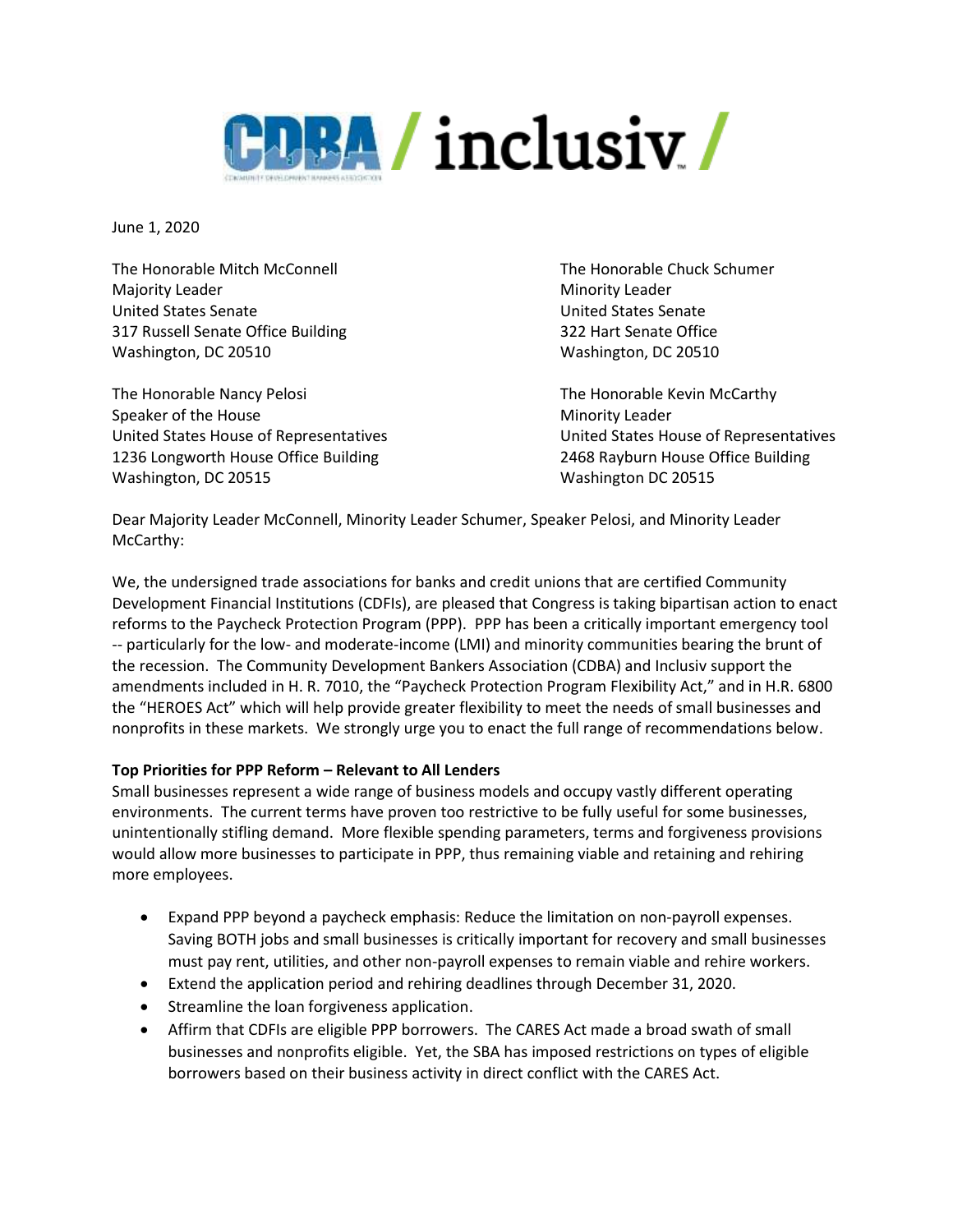CDBA / inclusiv /

June 1, 2020

The Honorable Mitch McConnell
Majority Leader
United States Senate
317 Russell Senate Office Building
Washington, DC 20510

The Honorable Chuck Schumer
Minority Leader
United States Senate
322 Hart Senate Office
Washington, DC 20510

The Honorable Nancy Pelosi
Speaker of the House
United States House of Representatives
1236 Longworth House Office Building
Washington, DC 20515

The Honorable Kevin McCarthy
Minority Leader
United States House of Representatives
2468 Rayburn House Office Building
Washington DC 20515

Dear Majority Leader McConnell, Minority Leader Schumer, Speaker Pelosi, and Minority Leader McCarthy:

We, the undersigned trade associations for banks and credit unions that are certified Community Development Financial Institutions (CDFIs), are pleased that Congress is taking bipartisan action to enact reforms to the Paycheck Protection Program (PPP). PPP has been a critically important emergency tool -- particularly for the low- and moderate-income (LMI) and minority communities bearing the brunt of the recession. The Community Development Bankers Association (CDBA) and Inclusiv support the amendments included in H. R. 7010, the "Paycheck Protection Program Flexibility Act," and in H.R. 6800 the "HEROES Act" which will help provide greater flexibility to meet the needs of small businesses and nonprofits in these markets. We strongly urge you to enact the full range of recommendations below.

**Top Priorities for PPP Reform – Relevant to All Lenders**

Small businesses represent a wide range of business models and occupy vastly different operating environments. The current terms have proven too restrictive to be fully useful for some businesses, unintentionally stifling demand. More flexible spending parameters, terms and forgiveness provisions would allow more businesses to participate in PPP, thus remaining viable and retaining and rehiring more employees.

- Expand PPP beyond a paycheck emphasis: Reduce the limitation on non-payroll expenses. Saving BOTH jobs and small businesses is critically important for recovery and small businesses must pay rent, utilities, and other non-payroll expenses to remain viable and rehire workers.
- Extend the application period and rehiring deadlines through December 31, 2020.
- Streamline the loan forgiveness application.
- Affirm that CDFIs are eligible PPP borrowers. The CARES Act made a broad swath of small businesses and nonprofits eligible. Yet, the SBA has imposed restrictions on types of eligible borrowers based on their business activity in direct conflict with the CARES Act.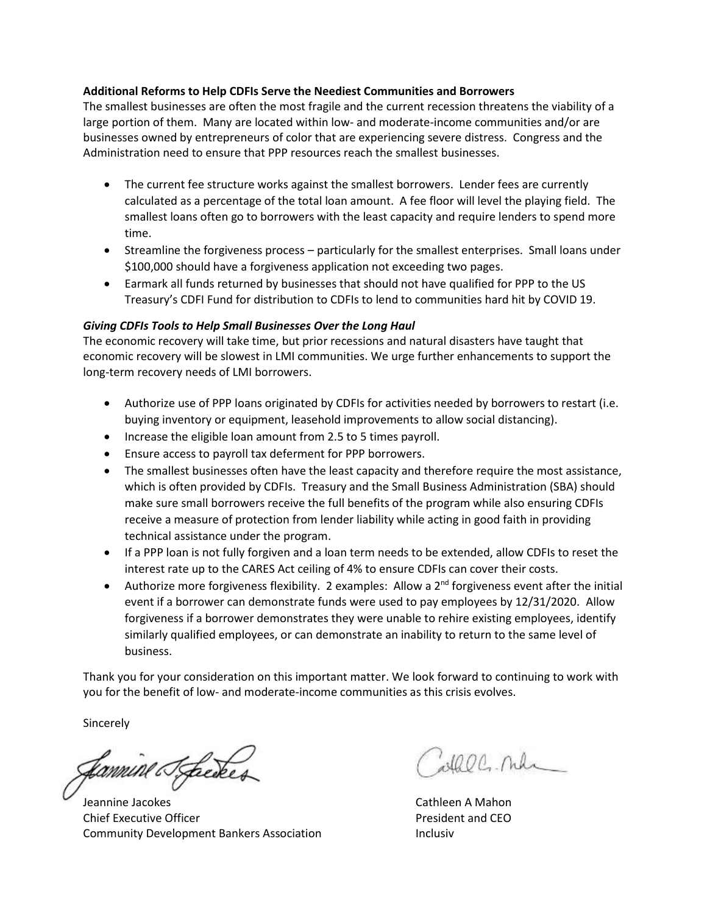**Additional Reforms to Help CDFIs Serve the Neediest Communities and Borrowers**

The smallest businesses are often the most fragile and the current recession threatens the viability of a large portion of them. Many are located within low- and moderate-income communities and/or are businesses owned by entrepreneurs of color that are experiencing severe distress. Congress and the Administration need to ensure that PPP resources reach the smallest businesses.

- The current fee structure works against the smallest borrowers. Lender fees are currently calculated as a percentage of the total loan amount. A fee floor will level the playing field. The smallest loans often go to borrowers with the least capacity and require lenders to spend more time.
- Streamline the forgiveness process – particularly for the smallest enterprises. Small loans under $100,000 should have a forgiveness application not exceeding two pages.
- Earmark all funds returned by businesses that should not have qualified for PPP to the US Treasury's CDFI Fund for distribution to CDFIs to lend to communities hard hit by COVID 19.

***Giving CDFIs Tools to Help Small Businesses Over the Long Haul***

The economic recovery will take time, but prior recessions and natural disasters have taught that economic recovery will be slowest in LMI communities. We urge further enhancements to support the long-term recovery needs of LMI borrowers.

- Authorize use of PPP loans originated by CDFIs for activities needed by borrowers to restart (i.e. buying inventory or equipment, leasehold improvements to allow social distancing).
- Increase the eligible loan amount from 2.5 to 5 times payroll.
- Ensure access to payroll tax deferment for PPP borrowers.
- The smallest businesses often have the least capacity and therefore require the most assistance, which is often provided by CDFIs. Treasury and the Small Business Administration (SBA) should make sure small borrowers receive the full benefits of the program while also ensuring CDFIs receive a measure of protection from lender liability while acting in good faith in providing technical assistance under the program.
- If a PPP loan is not fully forgiven and a loan term needs to be extended, allow CDFIs to reset the interest rate up to the CARES Act ceiling of 4% to ensure CDFIs can cover their costs.
- Authorize more forgiveness flexibility. 2 examples: Allow a 2nd forgiveness event after the initial event if a borrower can demonstrate funds were used to pay employees by 12/31/2020. Allow forgiveness if a borrower demonstrates they were unable to rehire existing employees, identify similarly qualified employees, or can demonstrate an inability to return to the same level of business.

Thank you for your consideration on this important matter. We look forward to continuing to work with you for the benefit of low- and moderate-income communities as this crisis evolves.

Sincerely

Jeannine Jacokes
Chief Executive Officer
Community Development Bankers Association

Cathleen A Mahon
President and CEO
Inclusiv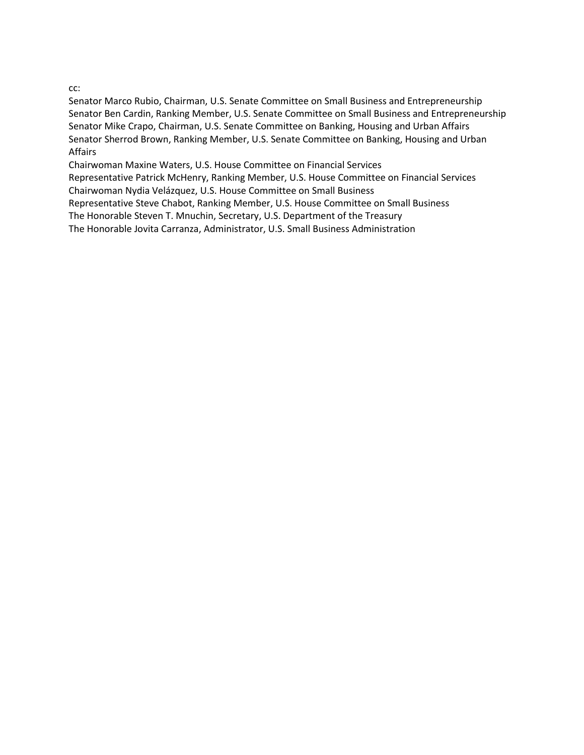cc:

Senator Marco Rubio, Chairman, U.S. Senate Committee on Small Business and Entrepreneurship
Senator Ben Cardin, Ranking Member, U.S. Senate Committee on Small Business and Entrepreneurship
Senator Mike Crapo, Chairman, U.S. Senate Committee on Banking, Housing and Urban Affairs
Senator Sherrod Brown, Ranking Member, U.S. Senate Committee on Banking, Housing and Urban Affairs
Chairwoman Maxine Waters, U.S. House Committee on Financial Services
Representative Patrick McHenry, Ranking Member, U.S. House Committee on Financial Services
Chairwoman Nydia Velázquez, U.S. House Committee on Small Business
Representative Steve Chabot, Ranking Member, U.S. House Committee on Small Business
The Honorable Steven T. Mnuchin, Secretary, U.S. Department of the Treasury
The Honorable Jovita Carranza, Administrator, U.S. Small Business Administration